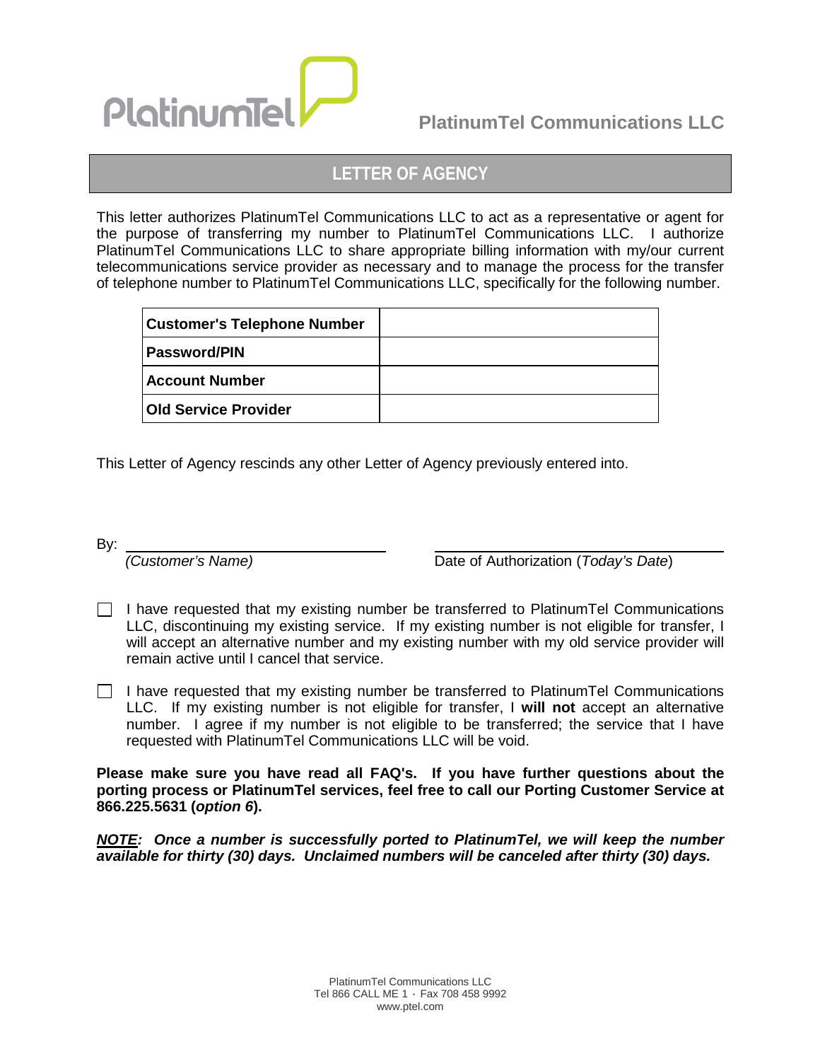PlatinumTel

**PlatinumTel Communications LLC**

# LETTER OF AGENCY

This letter authorizes PlatinumTel Communications LLC to act as a representative or agent for the purpose of transferring my number to PlatinumTel Communications LLC. I authorize PlatinumTel Communications LLC to share appropriate billing information with my/our current telecommunications service provider as necessary and to manage the process for the transfer of telephone number to PlatinumTel Communications LLC, specifically for the following number.

| **Customer's Telephone Number** | |
|---|---|
| **Password/PIN** | |
| **Account Number** | |
| **Old Service Provider** | |

This Letter of Agency rescinds any other Letter of Agency previously entered into.

By: ______________________________ ______________________________

*(Customer's Name)* Date of Authorization (*Today's Date*)

☐ I have requested that my existing number be transferred to PlatinumTel Communications LLC, discontinuing my existing service. If my existing number is not eligible for transfer, I will accept an alternative number and my existing number with my old service provider will remain active until I cancel that service.

☐ I have requested that my existing number be transferred to PlatinumTel Communications LLC. If my existing number is not eligible for transfer, I **will not** accept an alternative number. I agree if my number is not eligible to be transferred; the service that I have requested with PlatinumTel Communications LLC will be void.

**Please make sure you have read all FAQ's. If you have further questions about the porting process or PlatinumTel services, feel free to call our Porting Customer Service at 866.225.5631 (*option 6*).**

***NOTE*: *Once a number is successfully ported to PlatinumTel, we will keep the number available for thirty (30) days. Unclaimed numbers will be canceled after thirty (30) days.***

PlatinumTel Communications LLC
Tel 866 CALL ME 1 · Fax 708 458 9992
www.ptel.com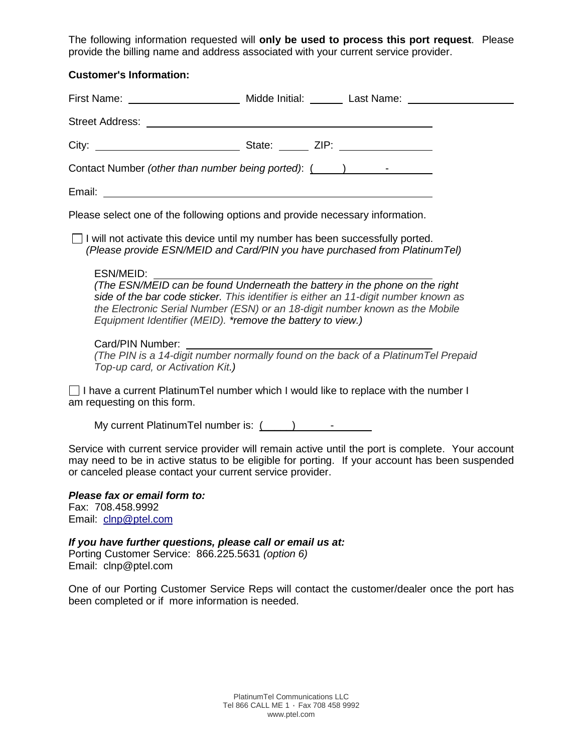The following information requested will **only be used to process this port request**. Please provide the billing name and address associated with your current service provider.

**Customer's Information:**

First Name: ____________________ Midde Initial: ______ Last Name: ____________________

Street Address: ________________________________________________

City: ________________________ State: ______ ZIP: ________________

Contact Number *(other than number being ported)*: ( ) -

Email: ________________________________________________

Please select one of the following options and provide necessary information.

☐ I will not activate this device until my number has been successfully ported. *(Please provide ESN/MEID and Card/PIN you have purchased from PlatinumTel)*

ESN/MEID: ________________________________________________

*(The ESN/MEID can be found Underneath the battery in the phone on the right side of the bar code sticker. This identifier is either an 11-digit number known as the Electronic Serial Number (ESN) or an 18-digit number known as the Mobile Equipment Identifier (MEID). \*remove the battery to view.)*

Card/PIN Number: ________________________________________________

*(The PIN is a 14-digit number normally found on the back of a PlatinumTel Prepaid Top-up card, or Activation Kit.)*

☐ I have a current PlatinumTel number which I would like to replace with the number I am requesting on this form.

My current PlatinumTel number is: ( ) -

Service with current service provider will remain active until the port is complete. Your account may need to be in active status to be eligible for porting. If your account has been suspended or canceled please contact your current service provider.

***Please fax or email form to:***
Fax: 708.458.9992
Email: clnp@ptel.com

***If you have further questions, please call or email us at:***
Porting Customer Service: 866.225.5631 *(option 6)*
Email: clnp@ptel.com

One of our Porting Customer Service Reps will contact the customer/dealer once the port has been completed or if more information is needed.

PlatinumTel Communications LLC
Tel 866 CALL ME 1 · Fax 708 458 9992
www.ptel.com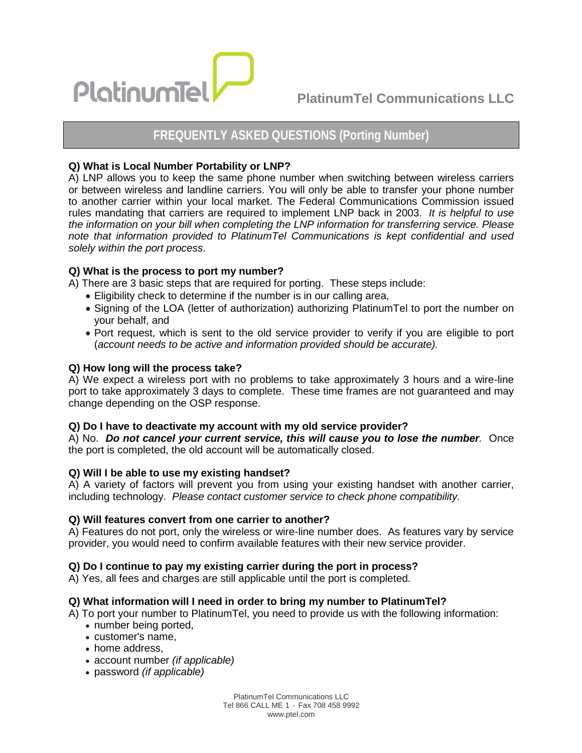PlatinumTel

PlatinumTel Communications LLC

## FREQUENTLY ASKED QUESTIONS (Porting Number)

**Q) What is Local Number Portability or LNP?**

A) LNP allows you to keep the same phone number when switching between wireless carriers or between wireless and landline carriers. You will only be able to transfer your phone number to another carrier within your local market. The Federal Communications Commission issued rules mandating that carriers are required to implement LNP back in 2003. *It is helpful to use the information on your bill when completing the LNP information for transferring service. Please note that information provided to PlatinumTel Communications is kept confidential and used solely within the port process*.

**Q) What is the process to port my number?**

A) There are 3 basic steps that are required for porting. These steps include:

- Eligibility check to determine if the number is in our calling area,
- Signing of the LOA (letter of authorization) authorizing PlatinumTel to port the number on your behalf, and
- Port request, which is sent to the old service provider to verify if you are eligible to port (*account needs to be active and information provided should be accurate).*

**Q) How long will the process take?**

A) We expect a wireless port with no problems to take approximately 3 hours and a wire-line port to take approximately 3 days to complete. These time frames are not guaranteed and may change depending on the OSP response.

**Q) Do I have to deactivate my account with my old service provider?**

A) No. ***Do not cancel your current service, this will cause you to lose the number****.* Once the port is completed, the old account will be automatically closed.

**Q) Will I be able to use my existing handset?**

A) A variety of factors will prevent you from using your existing handset with another carrier, including technology. *Please contact customer service to check phone compatibility.*

**Q) Will features convert from one carrier to another?**

A) Features do not port, only the wireless or wire-line number does. As features vary by service provider, you would need to confirm available features with their new service provider.

**Q) Do I continue to pay my existing carrier during the port in process?**

A) Yes, all fees and charges are still applicable until the port is completed.

**Q) What information will I need in order to bring my number to PlatinumTel?**

A) To port your number to PlatinumTel, you need to provide us with the following information:

- number being ported,
- customer's name,
- home address,
- account number *(if applicable)*
- password *(if applicable)*

PlatinumTel Communications LLC
Tel 866 CALL ME 1 · Fax 708 458 9992
www.ptel.com